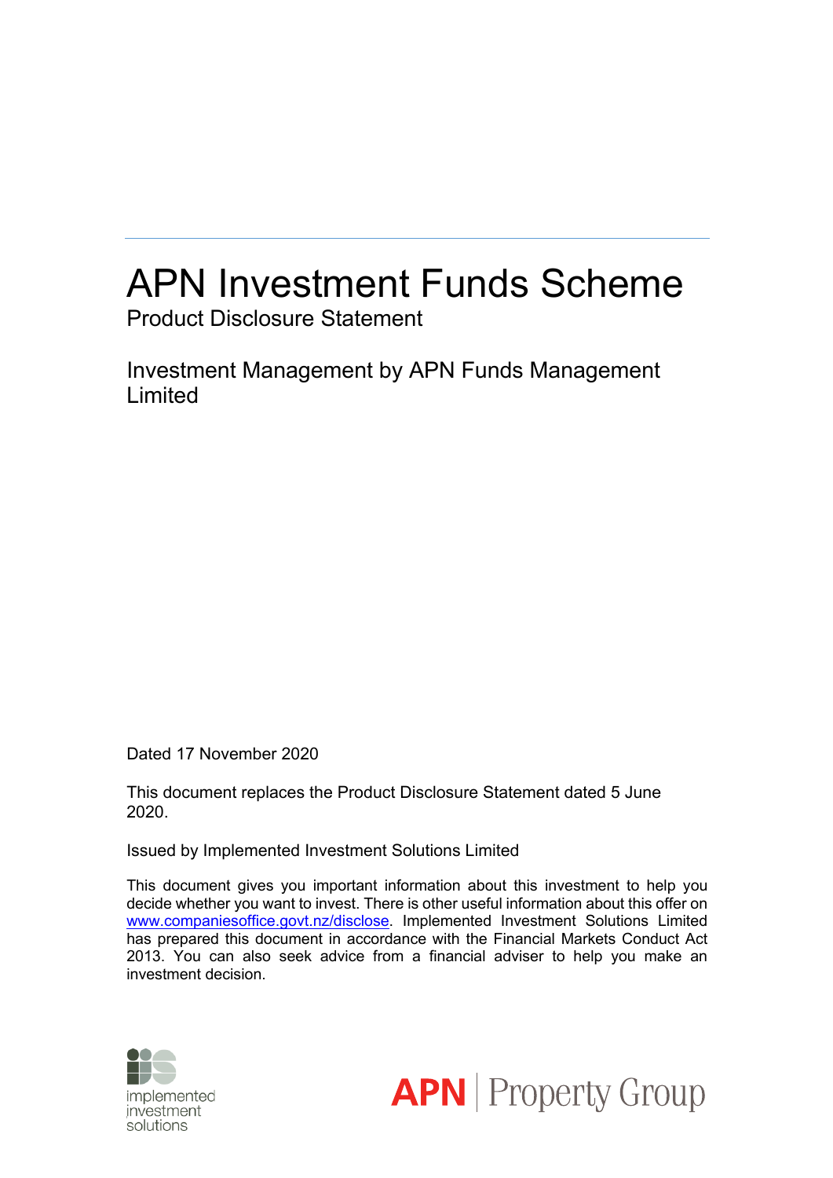# APN Investment Funds Scheme

Product Disclosure Statement

Investment Management by APN Funds Management Limited

Dated 17 November 2020

This document replaces the Product Disclosure Statement dated 5 June 2020.

Issued by Implemented Investment Solutions Limited

This document gives you important information about this investment to help you decide whether you want to invest. There is other useful information about this offer on www.companiesoffice.govt.nz/disclose. Implemented Investment Solutions Limited has prepared this document in accordance with the Financial Markets Conduct Act 2013. You can also seek advice from a financial adviser to help you make an investment decision.

implemented investment solutions

APN | Property Group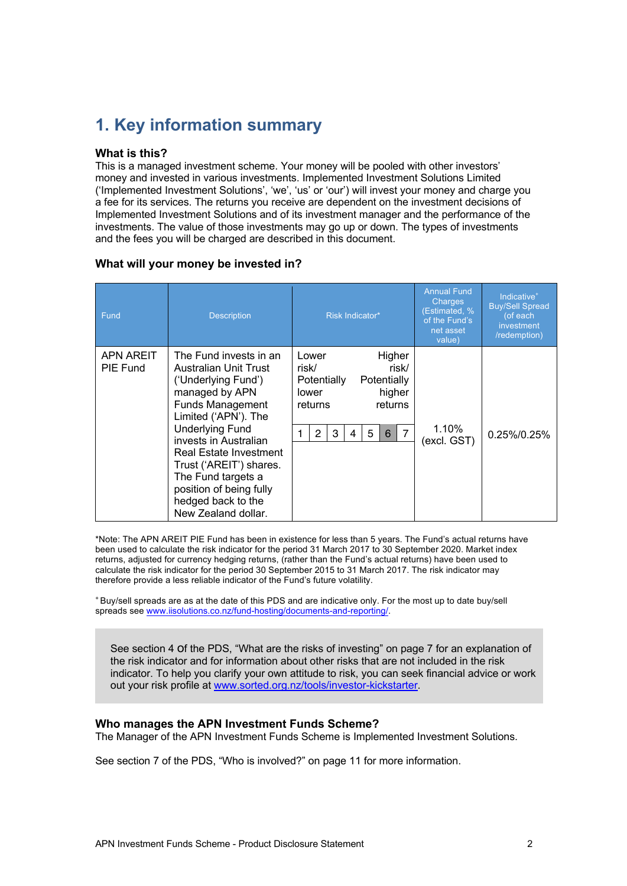# 1. Key information summary

### What is this?

This is a managed investment scheme. Your money will be pooled with other investors' money and invested in various investments. Implemented Investment Solutions Limited ('Implemented Investment Solutions', 'we', 'us' or 'our') will invest your money and charge you a fee for its services. The returns you receive are dependent on the investment decisions of Implemented Investment Solutions and of its investment manager and the performance of the investments. The value of those investments may go up or down. The types of investments and the fees you will be charged are described in this document.

### What will your money be invested in?

| Fund | Description | Risk Indicator* | Annual Fund Charges (Estimated, % of the Fund's net asset value) | Indicative+ Buy/Sell Spread (of each investment /redemption) |
|---|---|---|---|---|
| APN AREIT PIE Fund | The Fund invests in an Australian Unit Trust ('Underlying Fund') managed by APN Funds Management Limited ('APN'). The Underlying Fund invests in Australian Real Estate Investment Trust ('AREIT') shares. The Fund targets a position of being fully hedged back to the New Zealand dollar. | Lower risk/ Potentially lower returns — Higher risk/ Potentially higher returns<br>1 2 3 4 5 **[6]** 7 | 1.10% (excl. GST) | 0.25%/0.25% |

*Note: The APN AREIT PIE Fund has been in existence for less than 5 years. The Fund's actual returns have been used to calculate the risk indicator for the period 31 March 2017 to 30 September 2020. Market index returns, adjusted for currency hedging returns, (rather than the Fund's actual returns) have been used to calculate the risk indicator for the period 30 September 2015 to 31 March 2017. The risk indicator may therefore provide a less reliable indicator of the Fund's future volatility.

+ Buy/sell spreads are as at the date of this PDS and are indicative only. For the most up to date buy/sell spreads see www.iisolutions.co.nz/fund-hosting/documents-and-reporting/.

> See section 4 of the PDS, "What are the risks of investing" on page 7 for an explanation of the risk indicator and for information about other risks that are not included in the risk indicator. To help you clarify your own attitude to risk, you can seek financial advice or work out your risk profile at www.sorted.org.nz/tools/investor-kickstarter.

### Who manages the APN Investment Funds Scheme?

The Manager of the APN Investment Funds Scheme is Implemented Investment Solutions.

See section 7 of the PDS, "Who is involved?" on page 11 for more information.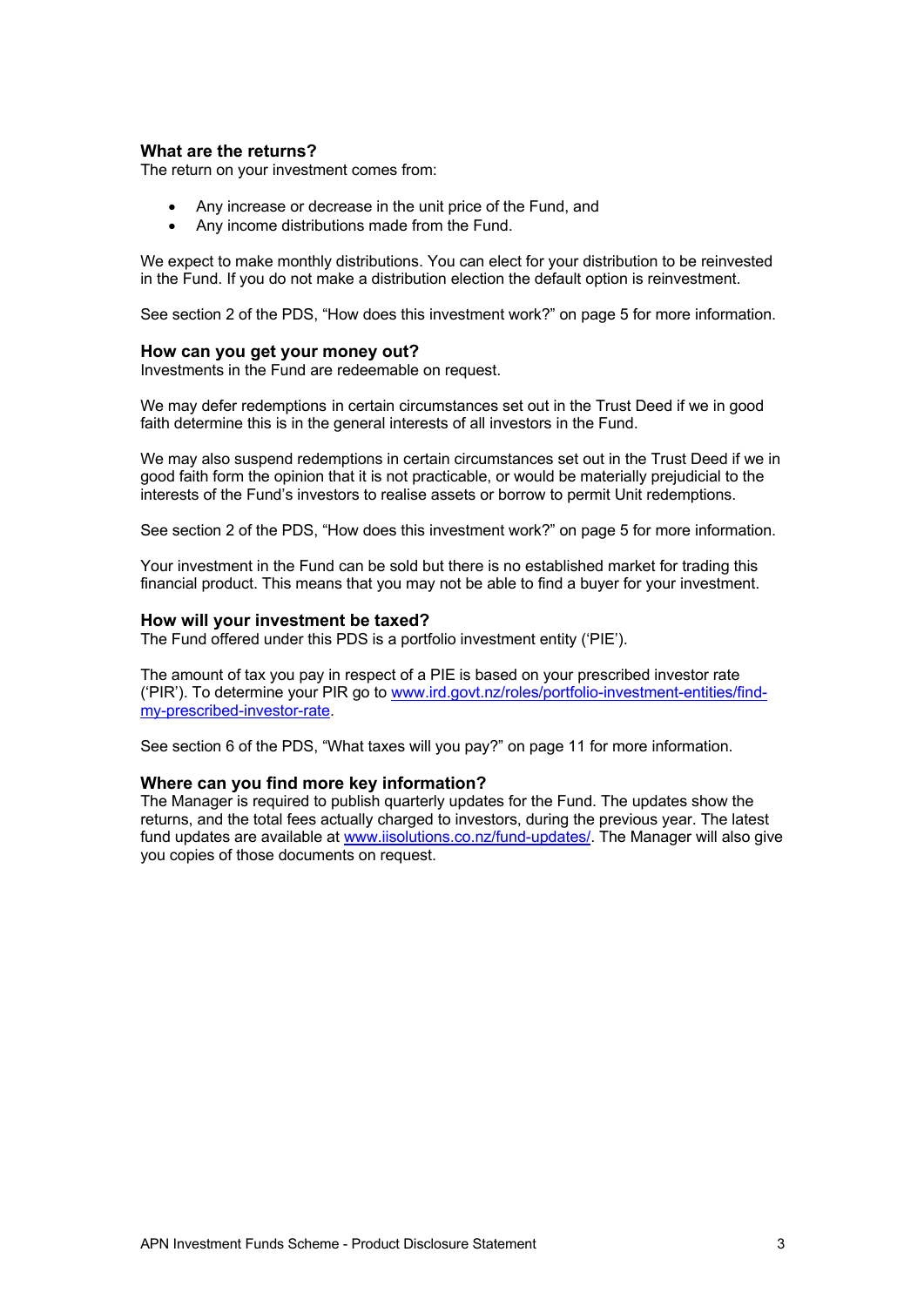### What are the returns?

The return on your investment comes from:

- Any increase or decrease in the unit price of the Fund, and
- Any income distributions made from the Fund.

We expect to make monthly distributions. You can elect for your distribution to be reinvested in the Fund. If you do not make a distribution election the default option is reinvestment.

See section 2 of the PDS, "How does this investment work?" on page 5 for more information.

### How can you get your money out?

Investments in the Fund are redeemable on request.

We may defer redemptions in certain circumstances set out in the Trust Deed if we in good faith determine this is in the general interests of all investors in the Fund.

We may also suspend redemptions in certain circumstances set out in the Trust Deed if we in good faith form the opinion that it is not practicable, or would be materially prejudicial to the interests of the Fund's investors to realise assets or borrow to permit Unit redemptions.

See section 2 of the PDS, "How does this investment work?" on page 5 for more information.

Your investment in the Fund can be sold but there is no established market for trading this financial product. This means that you may not be able to find a buyer for your investment.

### How will your investment be taxed?

The Fund offered under this PDS is a portfolio investment entity ('PIE').

The amount of tax you pay in respect of a PIE is based on your prescribed investor rate ('PIR'). To determine your PIR go to [www.ird.govt.nz/roles/portfolio-investment-entities/find-my-prescribed-investor-rate](www.ird.govt.nz/roles/portfolio-investment-entities/find-my-prescribed-investor-rate).

See section 6 of the PDS, "What taxes will you pay?" on page 11 for more information.

### Where can you find more key information?

The Manager is required to publish quarterly updates for the Fund. The updates show the returns, and the total fees actually charged to investors, during the previous year. The latest fund updates are available at [www.iisolutions.co.nz/fund-updates/](www.iisolutions.co.nz/fund-updates/). The Manager will also give you copies of those documents on request.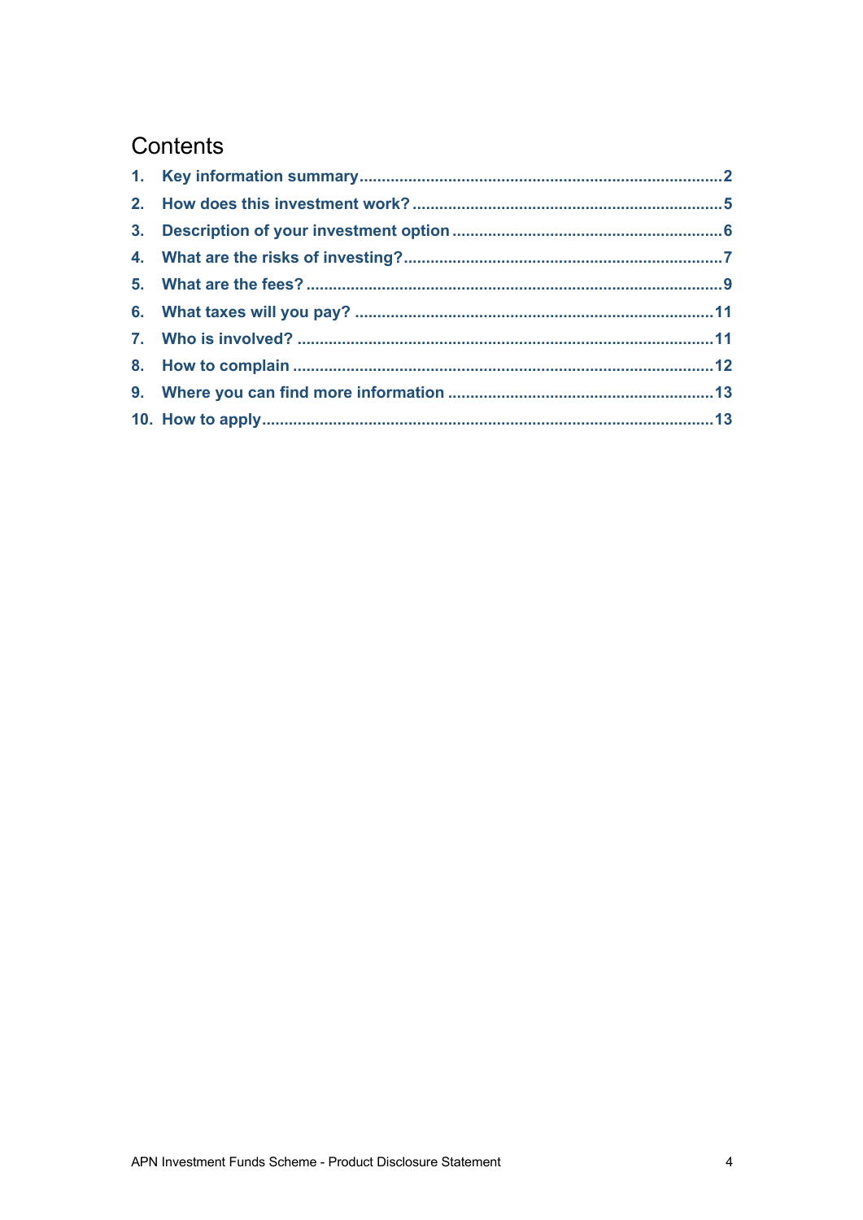# Contents

1. Key information summary ........ 2
2. How does this investment work? ........ 5
3. Description of your investment option ........ 6
4. What are the risks of investing? ........ 7
5. What are the fees? ........ 9
6. What taxes will you pay? ........ 11
7. Who is involved? ........ 11
8. How to complain ........ 12
9. Where you can find more information ........ 13
10. How to apply ........ 13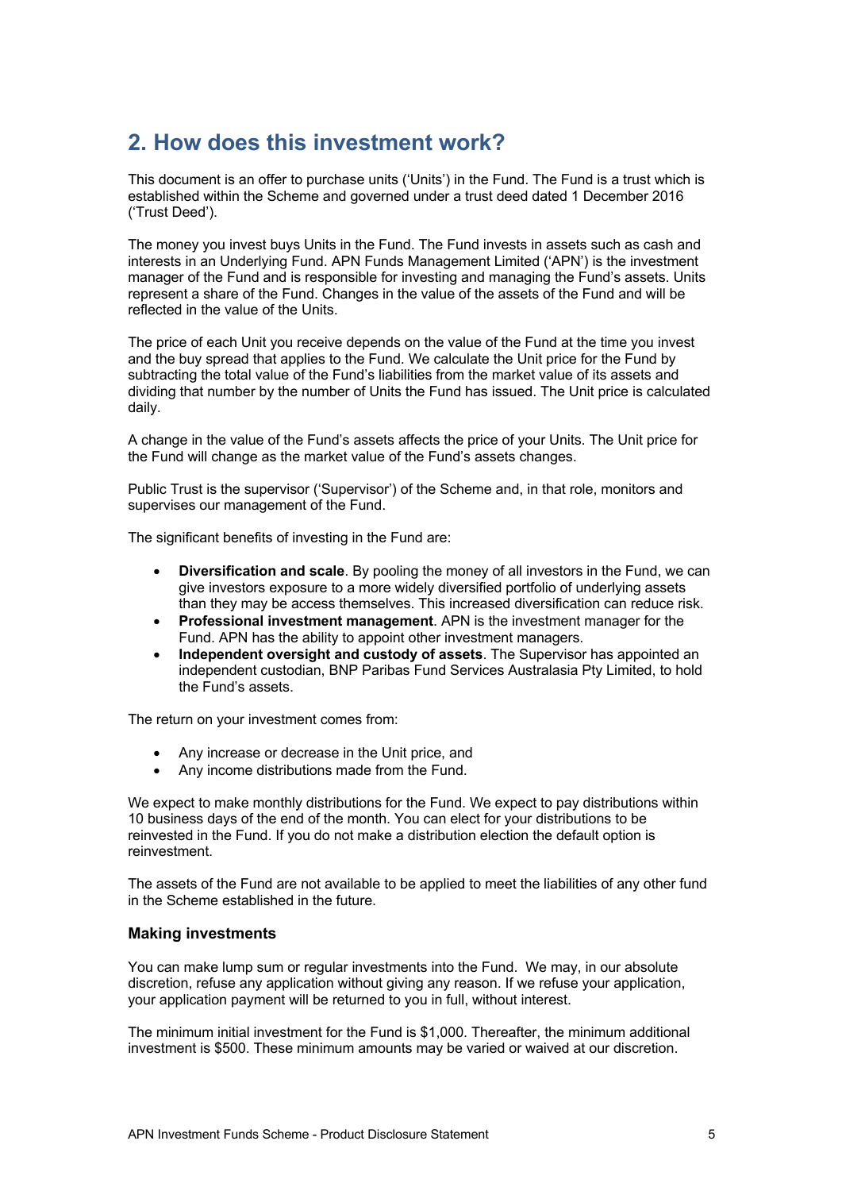## 2. How does this investment work?

This document is an offer to purchase units ('Units') in the Fund. The Fund is a trust which is established within the Scheme and governed under a trust deed dated 1 December 2016 ('Trust Deed').

The money you invest buys Units in the Fund. The Fund invests in assets such as cash and interests in an Underlying Fund. APN Funds Management Limited ('APN') is the investment manager of the Fund and is responsible for investing and managing the Fund's assets. Units represent a share of the Fund. Changes in the value of the assets of the Fund and will be reflected in the value of the Units.

The price of each Unit you receive depends on the value of the Fund at the time you invest and the buy spread that applies to the Fund. We calculate the Unit price for the Fund by subtracting the total value of the Fund's liabilities from the market value of its assets and dividing that number by the number of Units the Fund has issued. The Unit price is calculated daily.

A change in the value of the Fund's assets affects the price of your Units. The Unit price for the Fund will change as the market value of the Fund's assets changes.

Public Trust is the supervisor ('Supervisor') of the Scheme and, in that role, monitors and supervises our management of the Fund.

The significant benefits of investing in the Fund are:

- **Diversification and scale**. By pooling the money of all investors in the Fund, we can give investors exposure to a more widely diversified portfolio of underlying assets than they may be access themselves. This increased diversification can reduce risk.
- **Professional investment management**. APN is the investment manager for the Fund. APN has the ability to appoint other investment managers.
- **Independent oversight and custody of assets**. The Supervisor has appointed an independent custodian, BNP Paribas Fund Services Australasia Pty Limited, to hold the Fund's assets.

The return on your investment comes from:

- Any increase or decrease in the Unit price, and
- Any income distributions made from the Fund.

We expect to make monthly distributions for the Fund. We expect to pay distributions within 10 business days of the end of the month. You can elect for your distributions to be reinvested in the Fund. If you do not make a distribution election the default option is reinvestment.

The assets of the Fund are not available to be applied to meet the liabilities of any other fund in the Scheme established in the future.

### Making investments

You can make lump sum or regular investments into the Fund. We may, in our absolute discretion, refuse any application without giving any reason. If we refuse your application, your application payment will be returned to you in full, without interest.

The minimum initial investment for the Fund is $1,000. Thereafter, the minimum additional investment is $500. These minimum amounts may be varied or waived at our discretion.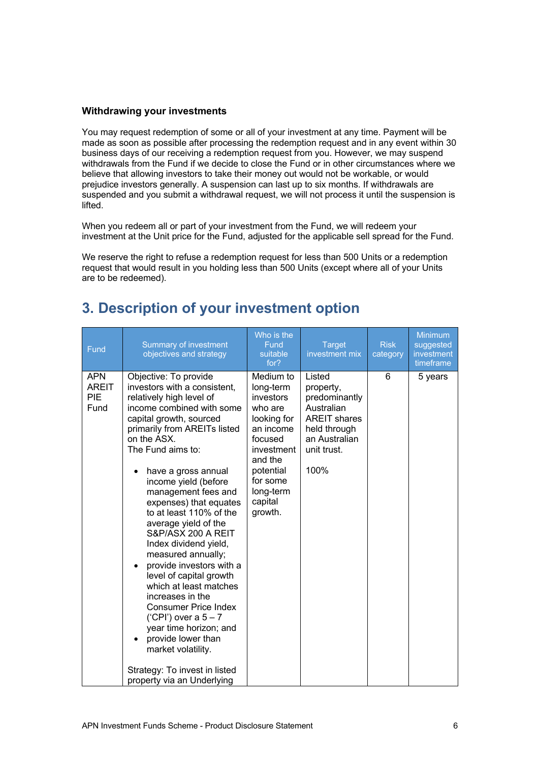### Withdrawing your investments

You may request redemption of some or all of your investment at any time. Payment will be made as soon as possible after processing the redemption request and in any event within 30 business days of our receiving a redemption request from you. However, we may suspend withdrawals from the Fund if we decide to close the Fund or in other circumstances where we believe that allowing investors to take their money out would not be workable, or would prejudice investors generally. A suspension can last up to six months. If withdrawals are suspended and you submit a withdrawal request, we will not process it until the suspension is lifted.

When you redeem all or part of your investment from the Fund, we will redeem your investment at the Unit price for the Fund, adjusted for the applicable sell spread for the Fund.

We reserve the right to refuse a redemption request for less than 500 Units or a redemption request that would result in you holding less than 500 Units (except where all of your Units are to be redeemed).

## 3. Description of your investment option

| Fund | Summary of investment objectives and strategy | Who is the Fund suitable for? | Target investment mix | Risk category | Minimum suggested investment timeframe |
|---|---|---|---|---|---|
| APN AREIT PIE Fund | Objective: To provide investors with a consistent, relatively high level of income combined with some capital growth, sourced primarily from AREITs listed on the ASX.<br>The Fund aims to:<br>• have a gross annual income yield (before management fees and expenses) that equates to at least 110% of the average yield of the S&P/ASX 200 A REIT Index dividend yield, measured annually;<br>• provide investors with a level of capital growth which at least matches increases in the Consumer Price Index ('CPI') over a 5 – 7 year time horizon; and<br>• provide lower than market volatility.<br><br>Strategy: To invest in listed property via an Underlying | Medium to long-term investors who are looking for an income focused investment and the potential for some long-term capital growth. | Listed property, predominantly Australian AREIT shares held through an Australian unit trust.<br><br>100% | 6 | 5 years |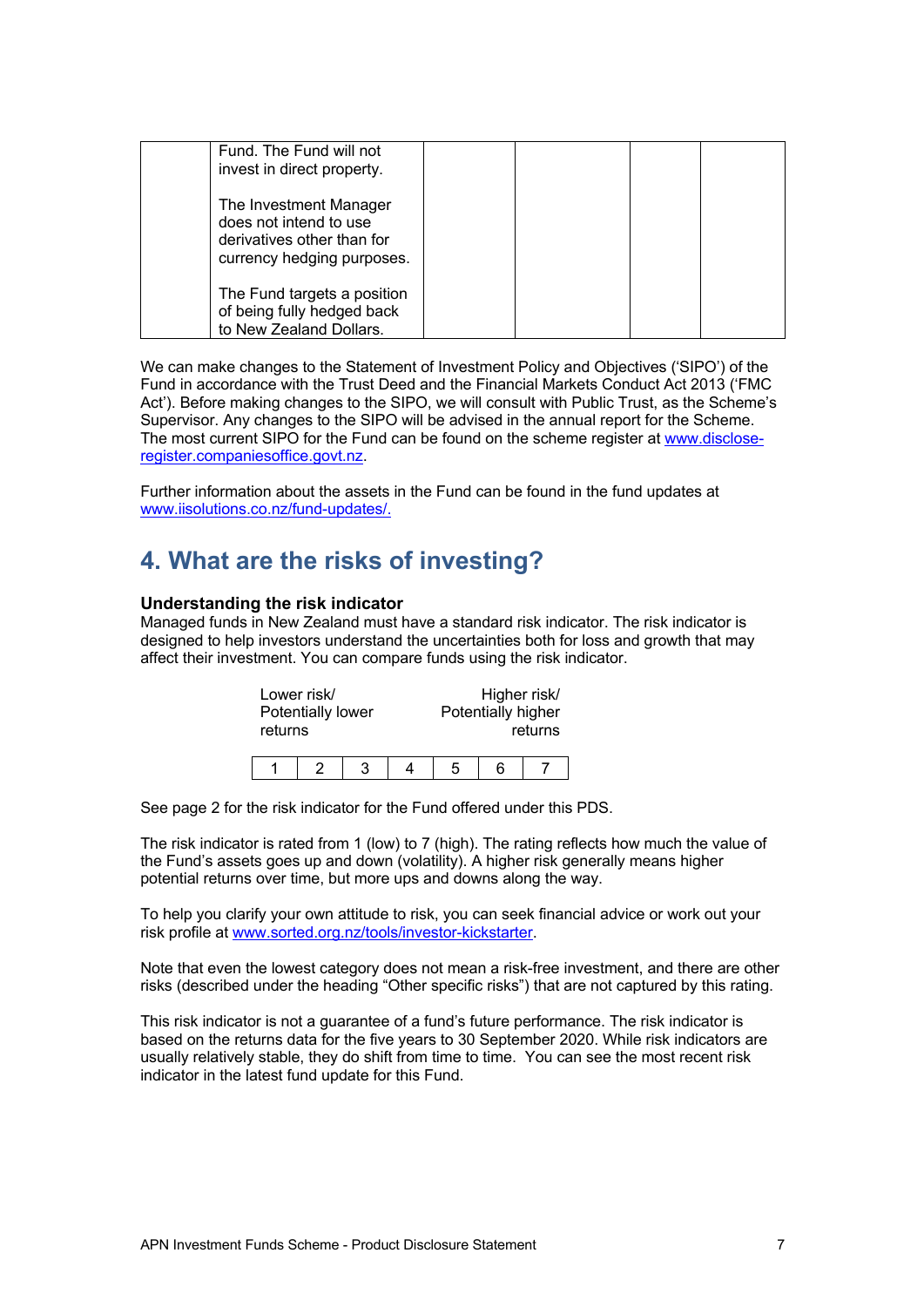|  | Fund. The Fund will not invest in direct property.<br><br>The Investment Manager does not intend to use derivatives other than for currency hedging purposes.<br><br>The Fund targets a position of being fully hedged back to New Zealand Dollars. |  |  |  |  |
|---|---|---|---|---|---|

We can make changes to the Statement of Investment Policy and Objectives ('SIPO') of the Fund in accordance with the Trust Deed and the Financial Markets Conduct Act 2013 ('FMC Act'). Before making changes to the SIPO, we will consult with Public Trust, as the Scheme's Supervisor. Any changes to the SIPO will be advised in the annual report for the Scheme. The most current SIPO for the Fund can be found on the scheme register at www.disclose-register.companiesoffice.govt.nz.

Further information about the assets in the Fund can be found in the fund updates at www.iisolutions.co.nz/fund-updates/.

# 4. What are the risks of investing?

### Understanding the risk indicator

Managed funds in New Zealand must have a standard risk indicator. The risk indicator is designed to help investors understand the uncertainties both for loss and growth that may affect their investment. You can compare funds using the risk indicator.

Lower risk/ Potentially lower returns — Higher risk/ Potentially higher returns

| 1 | 2 | 3 | 4 | 5 | 6 | 7 |
|---|---|---|---|---|---|---|

See page 2 for the risk indicator for the Fund offered under this PDS.

The risk indicator is rated from 1 (low) to 7 (high). The rating reflects how much the value of the Fund's assets goes up and down (volatility). A higher risk generally means higher potential returns over time, but more ups and downs along the way.

To help you clarify your own attitude to risk, you can seek financial advice or work out your risk profile at www.sorted.org.nz/tools/investor-kickstarter.

Note that even the lowest category does not mean a risk-free investment, and there are other risks (described under the heading "Other specific risks") that are not captured by this rating.

This risk indicator is not a guarantee of a fund's future performance. The risk indicator is based on the returns data for the five years to 30 September 2020. While risk indicators are usually relatively stable, they do shift from time to time. You can see the most recent risk indicator in the latest fund update for this Fund.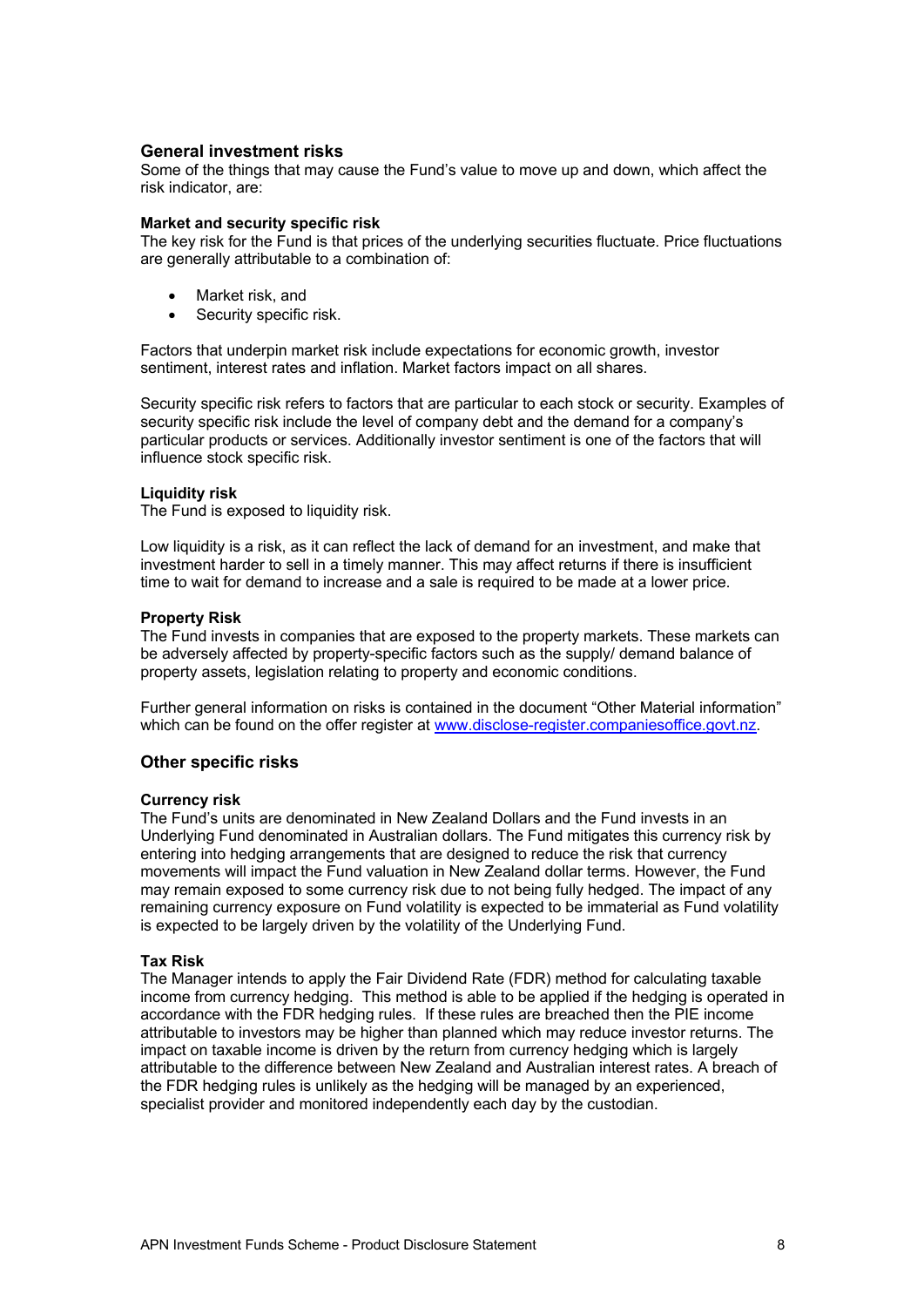## General investment risks

Some of the things that may cause the Fund's value to move up and down, which affect the risk indicator, are:

### Market and security specific risk

The key risk for the Fund is that prices of the underlying securities fluctuate. Price fluctuations are generally attributable to a combination of:

- Market risk, and
- Security specific risk.

Factors that underpin market risk include expectations for economic growth, investor sentiment, interest rates and inflation. Market factors impact on all shares.

Security specific risk refers to factors that are particular to each stock or security. Examples of security specific risk include the level of company debt and the demand for a company's particular products or services. Additionally investor sentiment is one of the factors that will influence stock specific risk.

### Liquidity risk

The Fund is exposed to liquidity risk.

Low liquidity is a risk, as it can reflect the lack of demand for an investment, and make that investment harder to sell in a timely manner. This may affect returns if there is insufficient time to wait for demand to increase and a sale is required to be made at a lower price.

### Property Risk

The Fund invests in companies that are exposed to the property markets. These markets can be adversely affected by property-specific factors such as the supply/ demand balance of property assets, legislation relating to property and economic conditions.

Further general information on risks is contained in the document "Other Material information" which can be found on the offer register at www.disclose-register.companiesoffice.govt.nz.

## Other specific risks

### Currency risk

The Fund's units are denominated in New Zealand Dollars and the Fund invests in an Underlying Fund denominated in Australian dollars. The Fund mitigates this currency risk by entering into hedging arrangements that are designed to reduce the risk that currency movements will impact the Fund valuation in New Zealand dollar terms. However, the Fund may remain exposed to some currency risk due to not being fully hedged. The impact of any remaining currency exposure on Fund volatility is expected to be immaterial as Fund volatility is expected to be largely driven by the volatility of the Underlying Fund.

### Tax Risk

The Manager intends to apply the Fair Dividend Rate (FDR) method for calculating taxable income from currency hedging. This method is able to be applied if the hedging is operated in accordance with the FDR hedging rules. If these rules are breached then the PIE income attributable to investors may be higher than planned which may reduce investor returns. The impact on taxable income is driven by the return from currency hedging which is largely attributable to the difference between New Zealand and Australian interest rates. A breach of the FDR hedging rules is unlikely as the hedging will be managed by an experienced, specialist provider and monitored independently each day by the custodian.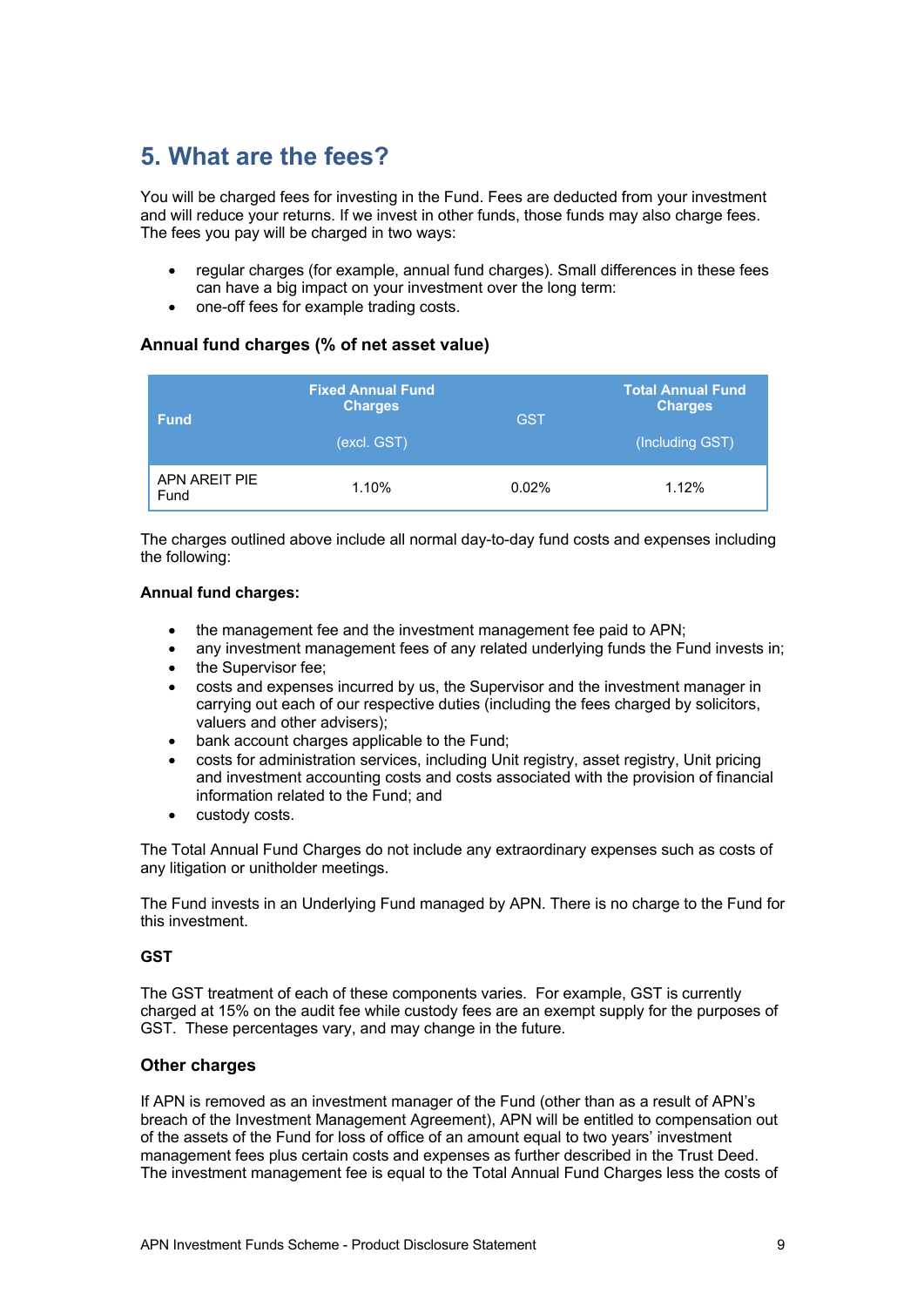## 5. What are the fees?

You will be charged fees for investing in the Fund. Fees are deducted from your investment and will reduce your returns. If we invest in other funds, those funds may also charge fees. The fees you pay will be charged in two ways:

- regular charges (for example, annual fund charges). Small differences in these fees can have a big impact on your investment over the long term:
- one-off fees for example trading costs.

### Annual fund charges (% of net asset value)

| Fund | Fixed Annual Fund Charges (excl. GST) | GST | Total Annual Fund Charges (Including GST) |
|---|---|---|---|
| APN AREIT PIE Fund | 1.10% | 0.02% | 1.12% |

The charges outlined above include all normal day-to-day fund costs and expenses including the following:

**Annual fund charges:**

- the management fee and the investment management fee paid to APN;
- any investment management fees of any related underlying funds the Fund invests in;
- the Supervisor fee;
- costs and expenses incurred by us, the Supervisor and the investment manager in carrying out each of our respective duties (including the fees charged by solicitors, valuers and other advisers);
- bank account charges applicable to the Fund;
- costs for administration services, including Unit registry, asset registry, Unit pricing and investment accounting costs and costs associated with the provision of financial information related to the Fund; and
- custody costs.

The Total Annual Fund Charges do not include any extraordinary expenses such as costs of any litigation or unitholder meetings.

The Fund invests in an Underlying Fund managed by APN. There is no charge to the Fund for this investment.

**GST**

The GST treatment of each of these components varies. For example, GST is currently charged at 15% on the audit fee while custody fees are an exempt supply for the purposes of GST. These percentages vary, and may change in the future.

### Other charges

If APN is removed as an investment manager of the Fund (other than as a result of APN's breach of the Investment Management Agreement), APN will be entitled to compensation out of the assets of the Fund for loss of office of an amount equal to two years' investment management fees plus certain costs and expenses as further described in the Trust Deed. The investment management fee is equal to the Total Annual Fund Charges less the costs of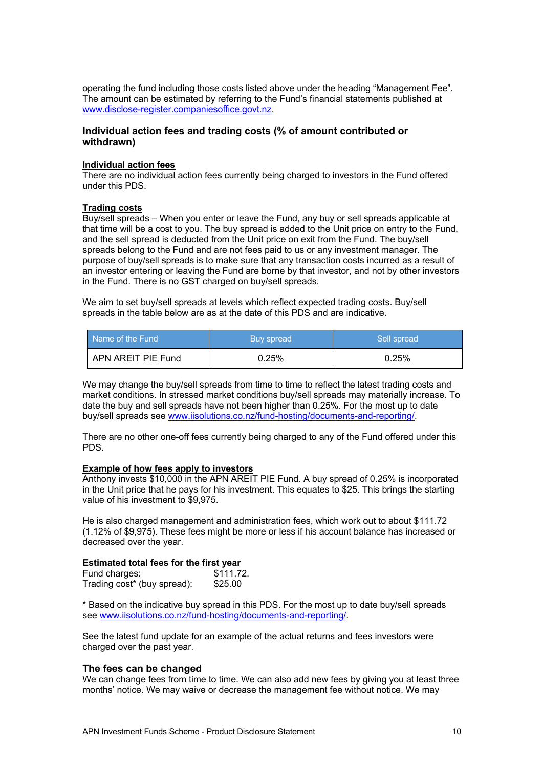operating the fund including those costs listed above under the heading "Management Fee". The amount can be estimated by referring to the Fund's financial statements published at www.disclose-register.companiesoffice.govt.nz.

### Individual action fees and trading costs (% of amount contributed or withdrawn)

**Individual action fees**

There are no individual action fees currently being charged to investors in the Fund offered under this PDS.

**Trading costs**

Buy/sell spreads – When you enter or leave the Fund, any buy or sell spreads applicable at that time will be a cost to you. The buy spread is added to the Unit price on entry to the Fund, and the sell spread is deducted from the Unit price on exit from the Fund. The buy/sell spreads belong to the Fund and are not fees paid to us or any investment manager. The purpose of buy/sell spreads is to make sure that any transaction costs incurred as a result of an investor entering or leaving the Fund are borne by that investor, and not by other investors in the Fund. There is no GST charged on buy/sell spreads.

We aim to set buy/sell spreads at levels which reflect expected trading costs. Buy/sell spreads in the table below are as at the date of this PDS and are indicative.

| Name of the Fund | Buy spread | Sell spread |
|---|---|---|
| APN AREIT PIE Fund | 0.25% | 0.25% |

We may change the buy/sell spreads from time to time to reflect the latest trading costs and market conditions. In stressed market conditions buy/sell spreads may materially increase. To date the buy and sell spreads have not been higher than 0.25%. For the most up to date buy/sell spreads see www.iisolutions.co.nz/fund-hosting/documents-and-reporting/.

There are no other one-off fees currently being charged to any of the Fund offered under this PDS.

**Example of how fees apply to investors**

Anthony invests $10,000 in the APN AREIT PIE Fund. A buy spread of 0.25% is incorporated in the Unit price that he pays for his investment. This equates to $25. This brings the starting value of his investment to $9,975.

He is also charged management and administration fees, which work out to about $111.72 (1.12% of $9,975). These fees might be more or less if his account balance has increased or decreased over the year.

**Estimated total fees for the first year**

Fund charges: $111.72.
Trading cost* (buy spread): $25.00

* Based on the indicative buy spread in this PDS. For the most up to date buy/sell spreads see www.iisolutions.co.nz/fund-hosting/documents-and-reporting/.

See the latest fund update for an example of the actual returns and fees investors were charged over the past year.

### The fees can be changed

We can change fees from time to time. We can also add new fees by giving you at least three months' notice. We may waive or decrease the management fee without notice. We may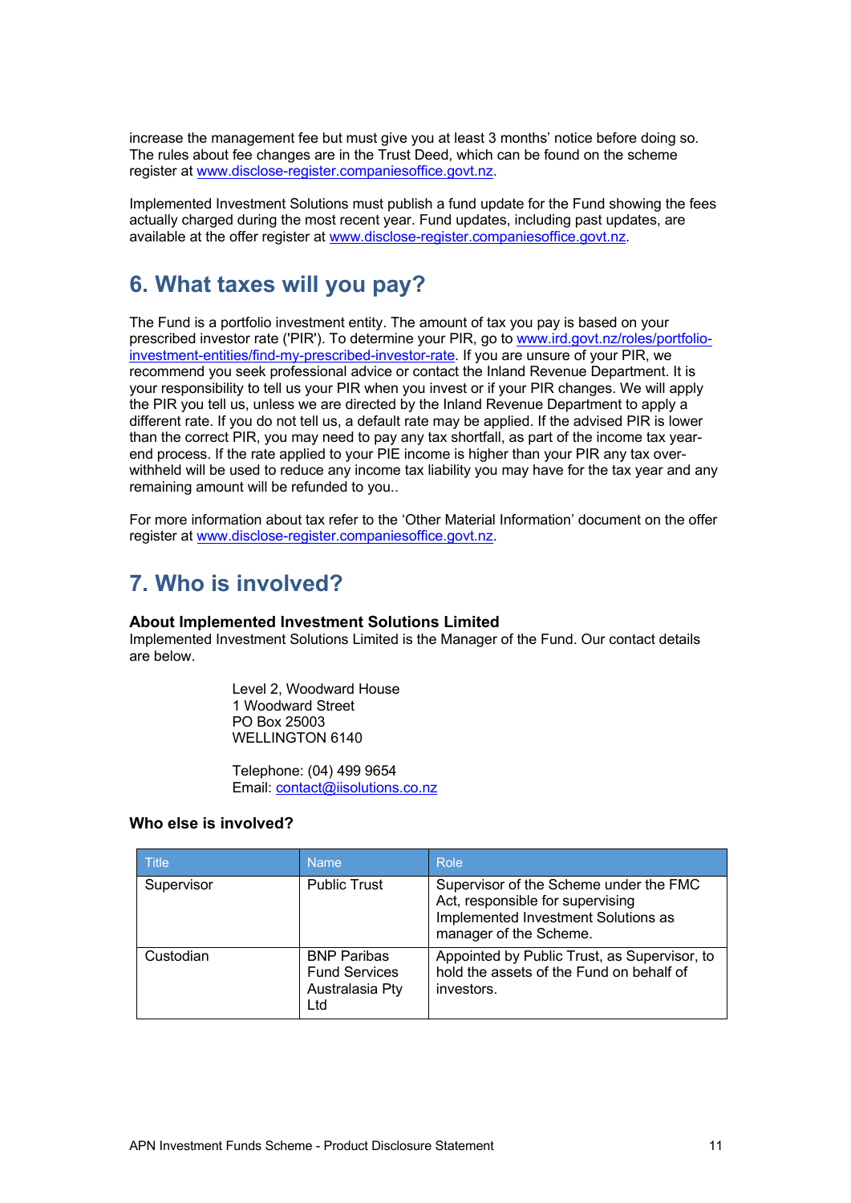increase the management fee but must give you at least 3 months' notice before doing so. The rules about fee changes are in the Trust Deed, which can be found on the scheme register at www.disclose-register.companiesoffice.govt.nz.

Implemented Investment Solutions must publish a fund update for the Fund showing the fees actually charged during the most recent year. Fund updates, including past updates, are available at the offer register at www.disclose-register.companiesoffice.govt.nz.

## 6. What taxes will you pay?

The Fund is a portfolio investment entity. The amount of tax you pay is based on your prescribed investor rate ('PIR'). To determine your PIR, go to www.ird.govt.nz/roles/portfolio-investment-entities/find-my-prescribed-investor-rate. If you are unsure of your PIR, we recommend you seek professional advice or contact the Inland Revenue Department. It is your responsibility to tell us your PIR when you invest or if your PIR changes. We will apply the PIR you tell us, unless we are directed by the Inland Revenue Department to apply a different rate. If you do not tell us, a default rate may be applied. If the advised PIR is lower than the correct PIR, you may need to pay any tax shortfall, as part of the income tax year-end process. If the rate applied to your PIE income is higher than your PIR any tax over-withheld will be used to reduce any income tax liability you may have for the tax year and any remaining amount will be refunded to you..

For more information about tax refer to the 'Other Material Information' document on the offer register at www.disclose-register.companiesoffice.govt.nz.

## 7. Who is involved?

### About Implemented Investment Solutions Limited

Implemented Investment Solutions Limited is the Manager of the Fund. Our contact details are below.

Level 2, Woodward House
1 Woodward Street
PO Box 25003
WELLINGTON 6140

Telephone: (04) 499 9654
Email: contact@iisolutions.co.nz

### Who else is involved?

| Title | Name | Role |
|---|---|---|
| Supervisor | Public Trust | Supervisor of the Scheme under the FMC Act, responsible for supervising Implemented Investment Solutions as manager of the Scheme. |
| Custodian | BNP Paribas Fund Services Australasia Pty Ltd | Appointed by Public Trust, as Supervisor, to hold the assets of the Fund on behalf of investors. |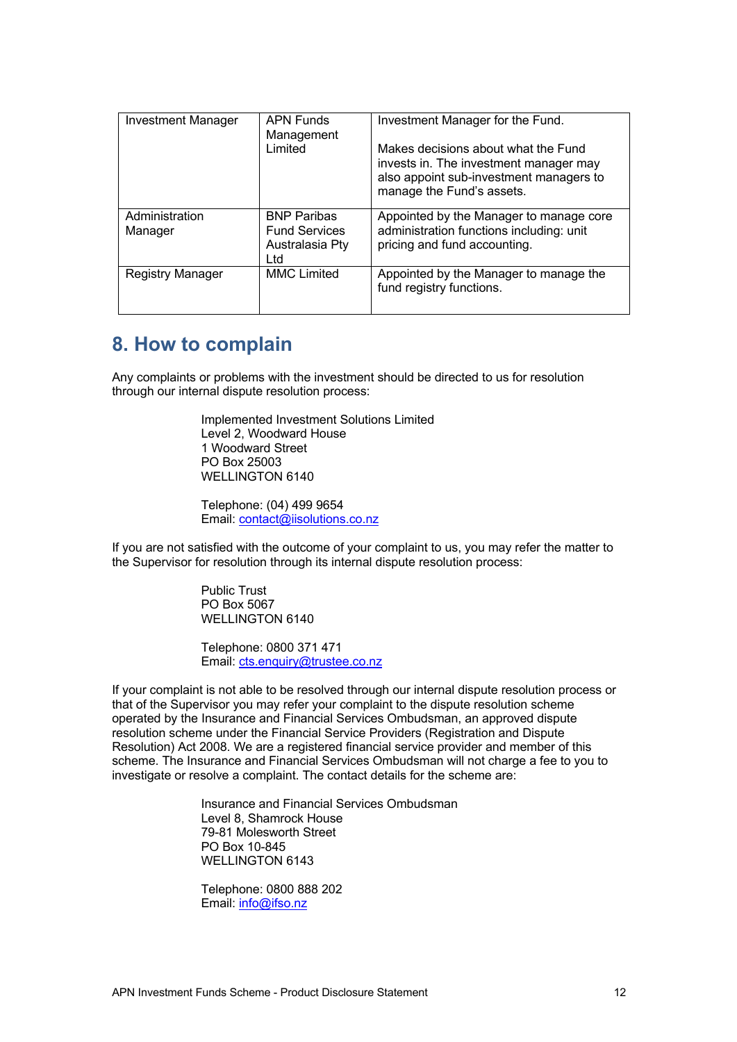| Investment Manager | APN Funds Management Limited | Investment Manager for the Fund.<br><br>Makes decisions about what the Fund invests in. The investment manager may also appoint sub-investment managers to manage the Fund's assets. |
|---|---|---|
| Administration Manager | BNP Paribas Fund Services Australasia Pty Ltd | Appointed by the Manager to manage core administration functions including: unit pricing and fund accounting. |
| Registry Manager | MMC Limited | Appointed by the Manager to manage the fund registry functions. |

## 8. How to complain

Any complaints or problems with the investment should be directed to us for resolution through our internal dispute resolution process:

> Implemented Investment Solutions Limited
> Level 2, Woodward House
> 1 Woodward Street
> PO Box 25003
> WELLINGTON 6140
>
> Telephone: (04) 499 9654
> Email: contact@iisolutions.co.nz

If you are not satisfied with the outcome of your complaint to us, you may refer the matter to the Supervisor for resolution through its internal dispute resolution process:

> Public Trust
> PO Box 5067
> WELLINGTON 6140
>
> Telephone: 0800 371 471
> Email: cts.enquiry@trustee.co.nz

If your complaint is not able to be resolved through our internal dispute resolution process or that of the Supervisor you may refer your complaint to the dispute resolution scheme operated by the Insurance and Financial Services Ombudsman, an approved dispute resolution scheme under the Financial Service Providers (Registration and Dispute Resolution) Act 2008. We are a registered financial service provider and member of this scheme. The Insurance and Financial Services Ombudsman will not charge a fee to you to investigate or resolve a complaint. The contact details for the scheme are:

> Insurance and Financial Services Ombudsman
> Level 8, Shamrock House
> 79-81 Molesworth Street
> PO Box 10-845
> WELLINGTON 6143
>
> Telephone: 0800 888 202
> Email: info@ifso.nz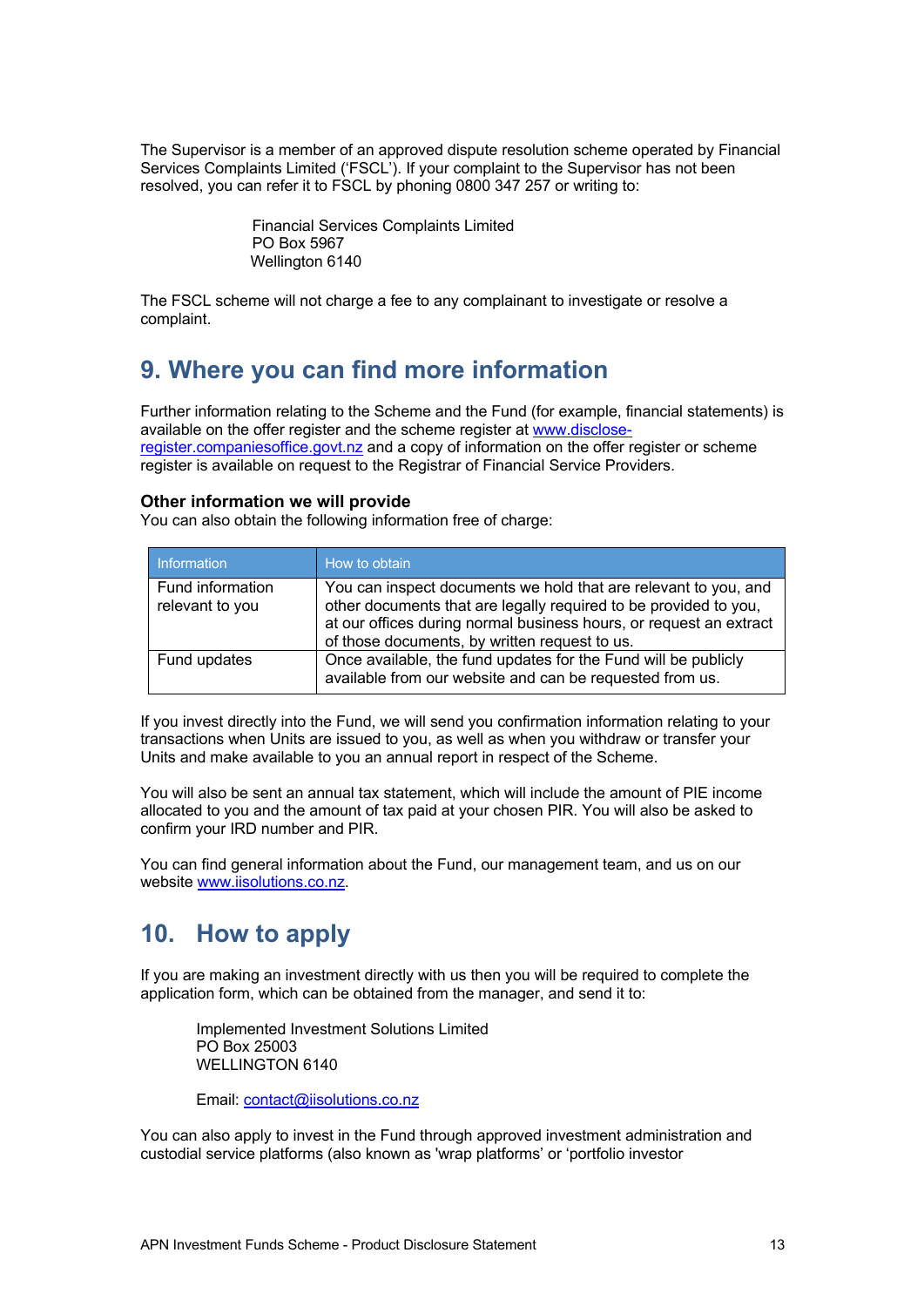The Supervisor is a member of an approved dispute resolution scheme operated by Financial Services Complaints Limited ('FSCL'). If your complaint to the Supervisor has not been resolved, you can refer it to FSCL by phoning 0800 347 257 or writing to:

Financial Services Complaints Limited
PO Box 5967
Wellington 6140

The FSCL scheme will not charge a fee to any complainant to investigate or resolve a complaint.

## 9. Where you can find more information

Further information relating to the Scheme and the Fund (for example, financial statements) is available on the offer register and the scheme register at [www.disclose-register.companiesoffice.govt.nz](www.disclose-register.companiesoffice.govt.nz) and a copy of information on the offer register or scheme register is available on request to the Registrar of Financial Service Providers.

### Other information we will provide

You can also obtain the following information free of charge:

| Information | How to obtain |
| --- | --- |
| Fund information relevant to you | You can inspect documents we hold that are relevant to you, and other documents that are legally required to be provided to you, at our offices during normal business hours, or request an extract of those documents, by written request to us. |
| Fund updates | Once available, the fund updates for the Fund will be publicly available from our website and can be requested from us. |

If you invest directly into the Fund, we will send you confirmation information relating to your transactions when Units are issued to you, as well as when you withdraw or transfer your Units and make available to you an annual report in respect of the Scheme.

You will also be sent an annual tax statement, which will include the amount of PIE income allocated to you and the amount of tax paid at your chosen PIR. You will also be asked to confirm your IRD number and PIR.

You can find general information about the Fund, our management team, and us on our website [www.iisolutions.co.nz](www.iisolutions.co.nz).

## 10. How to apply

If you are making an investment directly with us then you will be required to complete the application form, which can be obtained from the manager, and send it to:

Implemented Investment Solutions Limited
PO Box 25003
WELLINGTON 6140

Email: [contact@iisolutions.co.nz](mailto:contact@iisolutions.co.nz)

You can also apply to invest in the Fund through approved investment administration and custodial service platforms (also known as 'wrap platforms' or 'portfolio investor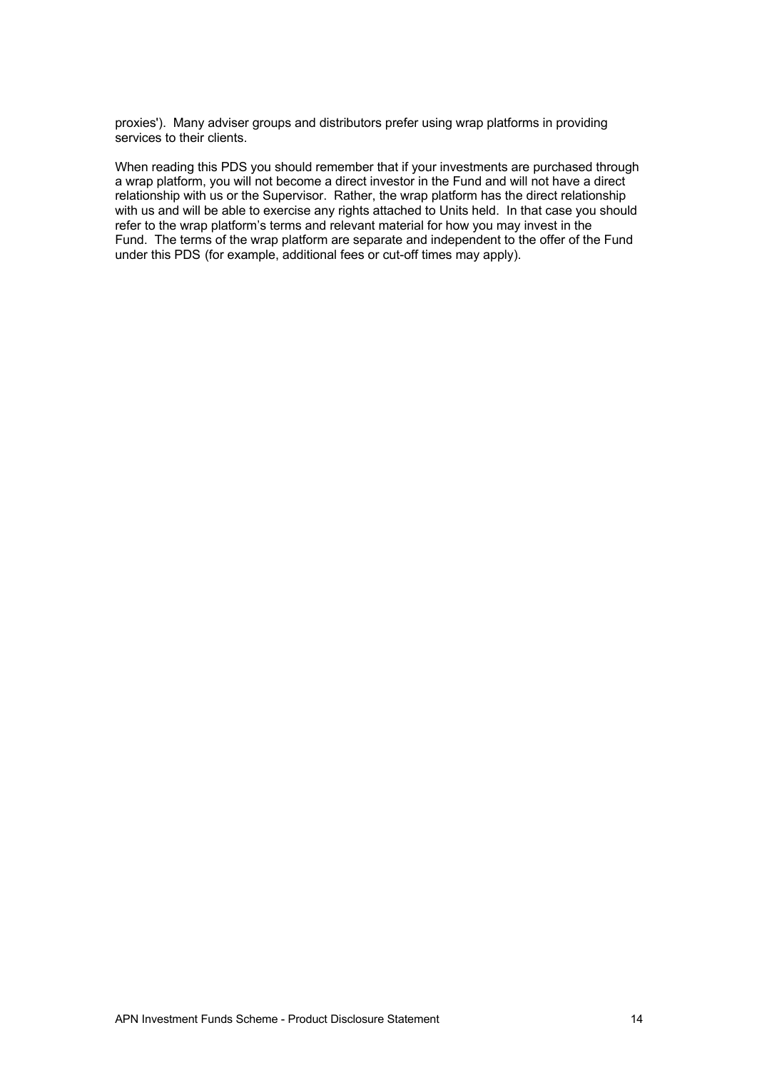proxies'). Many adviser groups and distributors prefer using wrap platforms in providing services to their clients.

When reading this PDS you should remember that if your investments are purchased through a wrap platform, you will not become a direct investor in the Fund and will not have a direct relationship with us or the Supervisor. Rather, the wrap platform has the direct relationship with us and will be able to exercise any rights attached to Units held. In that case you should refer to the wrap platform's terms and relevant material for how you may invest in the Fund. The terms of the wrap platform are separate and independent to the offer of the Fund under this PDS (for example, additional fees or cut-off times may apply).